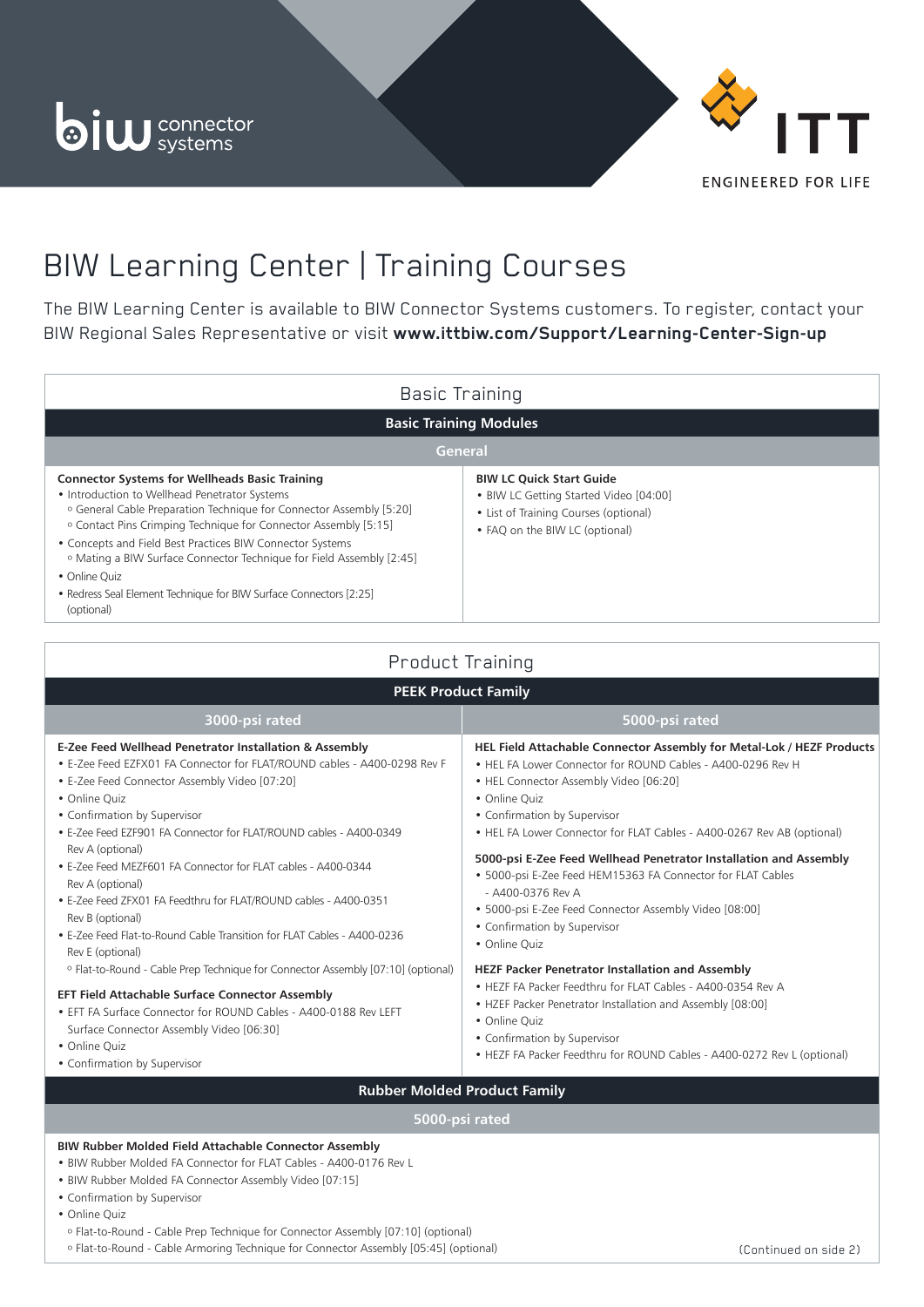biw connector systems

ITT ENGINEERED FOR LIFE

# BIW Learning Center | Training Courses

The BIW Learning Center is available to BIW Connector Systems customers. To register, contact your BIW Regional Sales Representative or visit **www.ittbiw.com/Support/Learning-Center-Sign-up**

## Basic Training

### Basic Training Modules

#### General

**Connector Systems for Wellheads Basic Training**
- Introduction to Wellhead Penetrator Systems
  - General Cable Preparation Technique for Connector Assembly [5:20]
  - Contact Pins Crimping Technique for Connector Assembly [5:15]
- Concepts and Field Best Practices BIW Connector Systems
  - Mating a BIW Surface Connector Technique for Field Assembly [2:45]
- Online Quiz
- Redress Seal Element Technique for BIW Surface Connectors [2:25] (optional)

**BIW LC Quick Start Guide**
- BIW LC Getting Started Video [04:00]
- List of Training Courses (optional)
- FAQ on the BIW LC (optional)

## Product Training

### PEEK Product Family

#### 3000-psi rated

**E-Zee Feed Wellhead Penetrator Installation & Assembly**
- E-Zee Feed EZFX01 FA Connector for FLAT/ROUND cables - A400-0298 Rev F
- E-Zee Feed Connector Assembly Video [07:20]
- Online Quiz
- Confirmation by Supervisor
- E-Zee Feed EZF901 FA Connector for FLAT/ROUND cables - A400-0349 Rev A (optional)
- E-Zee Feed MEZF601 FA Connector for FLAT cables - A400-0344 Rev A (optional)
- E-Zee Feed ZFX01 FA Feedthru for FLAT/ROUND cables - A400-0351 Rev B (optional)
- E-Zee Feed Flat-to-Round Cable Transition for FLAT Cables - A400-0236 Rev E (optional)
  - Flat-to-Round - Cable Prep Technique for Connector Assembly [07:10] (optional)

**EFT Field Attachable Surface Connector Assembly**
- EFT FA Surface Connector for ROUND Cables - A400-0188 Rev LEFT Surface Connector Assembly Video [06:30]
- Online Quiz
- Confirmation by Supervisor

#### 5000-psi rated

**HEL Field Attachable Connector Assembly for Metal-Lok / HEZF Products**
- HEL FA Lower Connector for ROUND Cables - A400-0296 Rev H
- HEL Connector Assembly Video [06:20]
- Online Quiz
- Confirmation by Supervisor
- HEL FA Lower Connector for FLAT Cables - A400-0267 Rev AB (optional)

**5000-psi E-Zee Feed Wellhead Penetrator Installation and Assembly**
- 5000-psi E-Zee Feed HEM15363 FA Connector for FLAT Cables - A400-0376 Rev A
- 5000-psi E-Zee Feed Connector Assembly Video [08:00]
- Confirmation by Supervisor
- Online Quiz

**HEZF Packer Penetrator Installation and Assembly**
- HEZF FA Packer Feedthru for FLAT Cables - A400-0354 Rev A
- HZEF Packer Penetrator Installation and Assembly [08:00]
- Online Quiz
- Confirmation by Supervisor
- HEZF FA Packer Feedthru for ROUND Cables - A400-0272 Rev L (optional)

### Rubber Molded Product Family

#### 5000-psi rated

**BIW Rubber Molded Field Attachable Connector Assembly**
- BIW Rubber Molded FA Connector for FLAT Cables - A400-0176 Rev L
- BIW Rubber Molded FA Connector Assembly Video [07:15]
- Confirmation by Supervisor
- Online Quiz
  - Flat-to-Round - Cable Prep Technique for Connector Assembly [07:10] (optional)
  - Flat-to-Round - Cable Armoring Technique for Connector Assembly [05:45] (optional)

(Continued on side 2)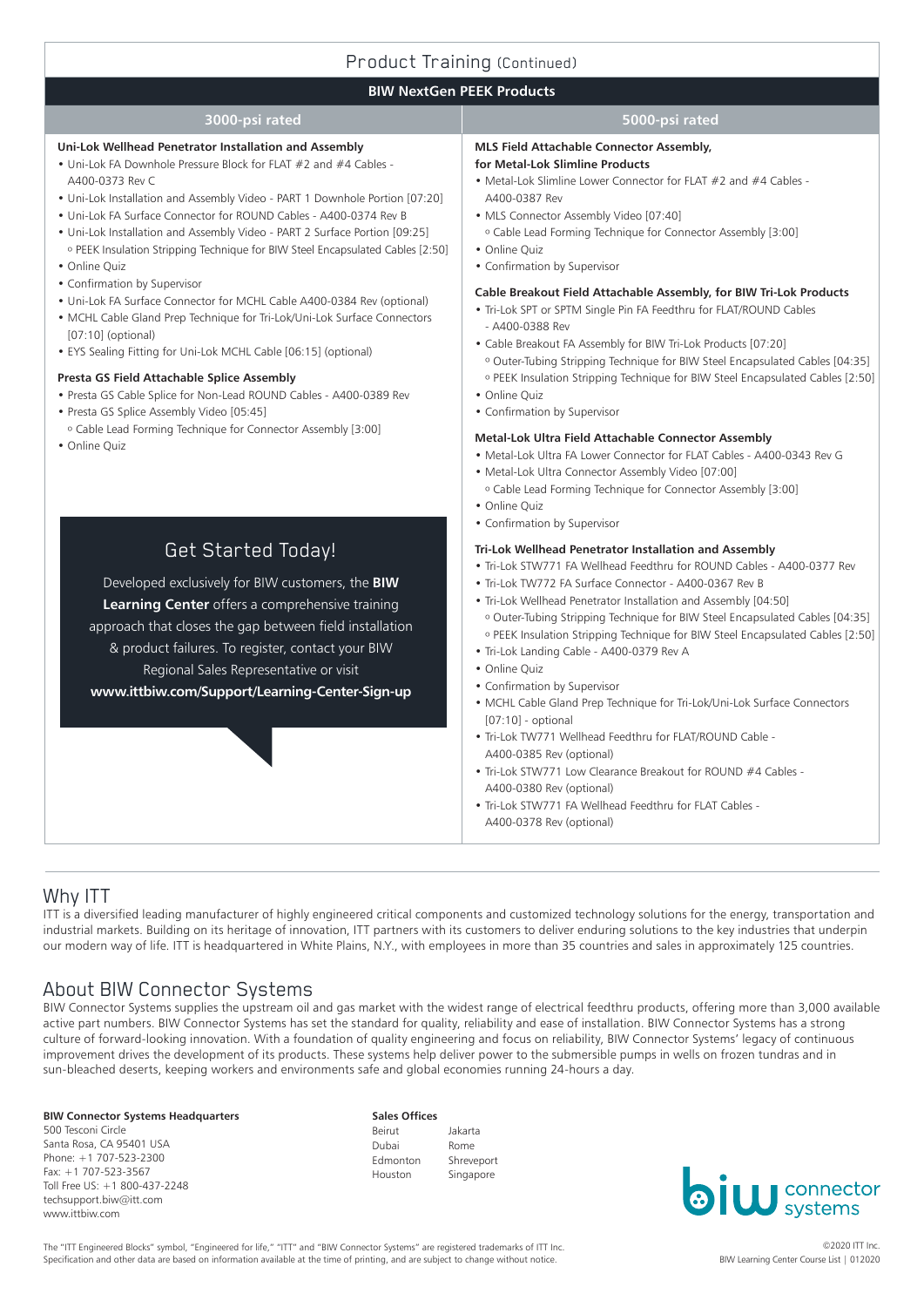# Product Training (Continued)

## BIW NextGen PEEK Products

### 3000-psi rated

**Uni-Lok Wellhead Penetrator Installation and Assembly**

- Uni-Lok FA Downhole Pressure Block for FLAT #2 and #4 Cables - A400-0373 Rev C
- Uni-Lok Installation and Assembly Video - PART 1 Downhole Portion [07:20]
- Uni-Lok FA Surface Connector for ROUND Cables - A400-0374 Rev B
- Uni-Lok Installation and Assembly Video - PART 2 Surface Portion [09:25]
  - PEEK Insulation Stripping Technique for BIW Steel Encapsulated Cables [2:50]
- Online Quiz
- Confirmation by Supervisor
- Uni-Lok FA Surface Connector for MCHL Cable A400-0384 Rev (optional)
- MCHL Cable Gland Prep Technique for Tri-Lok/Uni-Lok Surface Connectors [07:10] (optional)
- EYS Sealing Fitting for Uni-Lok MCHL Cable [06:15] (optional)

**Presta GS Field Attachable Splice Assembly**

- Presta GS Cable Splice for Non-Lead ROUND Cables - A400-0389 Rev
- Presta GS Splice Assembly Video [05:45]
  - Cable Lead Forming Technique for Connector Assembly [3:00]
- Online Quiz

### 5000-psi rated

**MLS Field Attachable Connector Assembly, for Metal-Lok Slimline Products**

- Metal-Lok Slimline Lower Connector for FLAT #2 and #4 Cables - A400-0387 Rev
- MLS Connector Assembly Video [07:40]
  - Cable Lead Forming Technique for Connector Assembly [3:00]
- Online Quiz
- Confirmation by Supervisor

**Cable Breakout Field Attachable Assembly, for BIW Tri-Lok Products**

- Tri-Lok SPT or SPTM Single Pin FA Feedthru for FLAT/ROUND Cables - A400-0388 Rev
- Cable Breakout FA Assembly for BIW Tri-Lok Products [07:20]
  - Outer-Tubing Stripping Technique for BIW Steel Encapsulated Cables [04:35]
  - PEEK Insulation Stripping Technique for BIW Steel Encapsulated Cables [2:50]
- Online Quiz
- Confirmation by Supervisor

**Metal-Lok Ultra Field Attachable Connector Assembly**

- Metal-Lok Ultra FA Lower Connector for FLAT Cables - A400-0343 Rev G
- Metal-Lok Ultra Connector Assembly Video [07:00]
  - Cable Lead Forming Technique for Connector Assembly [3:00]
- Online Quiz
- Confirmation by Supervisor

**Tri-Lok Wellhead Penetrator Installation and Assembly**

- Tri-Lok STW771 FA Wellhead Feedthru for ROUND Cables - A400-0377 Rev
- Tri-Lok TW772 FA Surface Connector - A400-0367 Rev B
- Tri-Lok Wellhead Penetrator Installation and Assembly [04:50]
  - Outer-Tubing Stripping Technique for BIW Steel Encapsulated Cables [04:35]
  - PEEK Insulation Stripping Technique for BIW Steel Encapsulated Cables [2:50]
- Tri-Lok Landing Cable - A400-0379 Rev A
- Online Quiz
- Confirmation by Supervisor
- MCHL Cable Gland Prep Technique for Tri-Lok/Uni-Lok Surface Connectors [07:10] - optional
- Tri-Lok TW771 Wellhead Feedthru for FLAT/ROUND Cable - A400-0385 Rev (optional)
- Tri-Lok STW771 Low Clearance Breakout for ROUND #4 Cables - A400-0380 Rev (optional)
- Tri-Lok STW771 FA Wellhead Feedthru for FLAT Cables - A400-0378 Rev (optional)

## Get Started Today!

Developed exclusively for BIW customers, the **BIW Learning Center** offers a comprehensive training approach that closes the gap between field installation & product failures. To register, contact your BIW Regional Sales Representative or visit **www.ittbiw.com/Support/Learning-Center-Sign-up**

## Why ITT

ITT is a diversified leading manufacturer of highly engineered critical components and customized technology solutions for the energy, transportation and industrial markets. Building on its heritage of innovation, ITT partners with its customers to deliver enduring solutions to the key industries that underpin our modern way of life. ITT is headquartered in White Plains, N.Y., with employees in more than 35 countries and sales in approximately 125 countries.

## About BIW Connector Systems

BIW Connector Systems supplies the upstream oil and gas market with the widest range of electrical feedthru products, offering more than 3,000 available active part numbers. BIW Connector Systems has set the standard for quality, reliability and ease of installation. BIW Connector Systems has a strong culture of forward-looking innovation. With a foundation of quality engineering and focus on reliability, BIW Connector Systems' legacy of continuous improvement drives the development of its products. These systems help deliver power to the submersible pumps in wells on frozen tundras and in sun-bleached deserts, keeping workers and environments safe and global economies running 24-hours a day.

**BIW Connector Systems Headquarters**
500 Tesconi Circle
Santa Rosa, CA 95401 USA
Phone: +1 707-523-2300
Fax: +1 707-523-3567
Toll Free US: +1 800-437-2248
techsupport.biw@itt.com
www.ittbiw.com

**Sales Offices**

| | |
|---|---|
| Beirut | Jakarta |
| Dubai | Rome |
| Edmonton | Shreveport |
| Houston | Singapore |

biw connector systems

The "ITT Engineered Blocks" symbol, "Engineered for life," "ITT" and "BIW Connector Systems" are registered trademarks of ITT Inc. Specification and other data are based on information available at the time of printing, and are subject to change without notice.

©2020 ITT Inc.
BIW Learning Center Course List | 012020